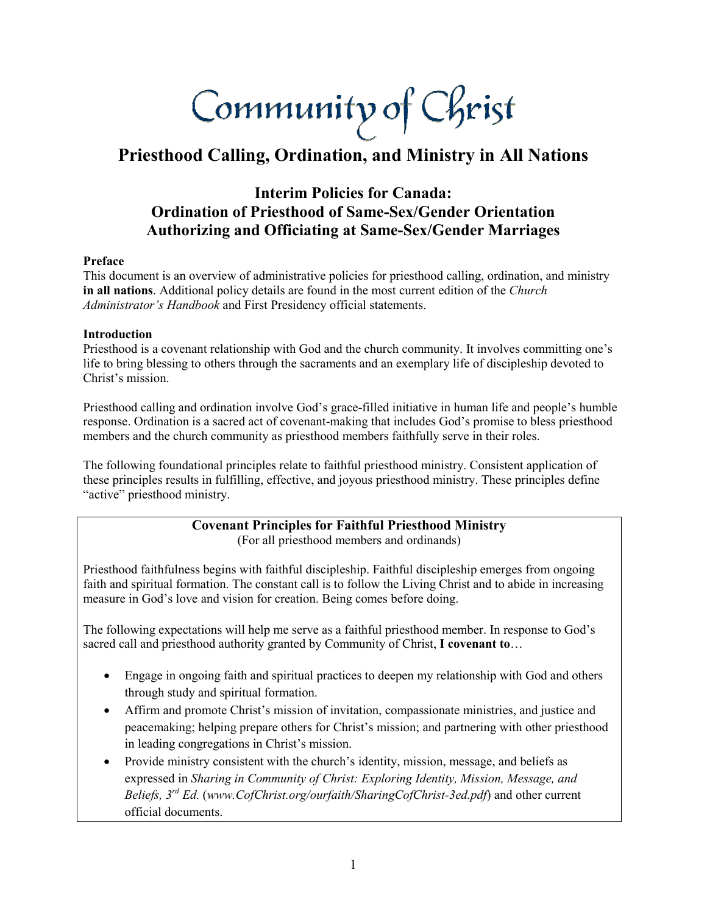# Community of Christ

## Priesthood Calling, Ordination, and Ministry in All Nations

### Interim Policies for Canada: Ordination of Priesthood of Same-Sex/Gender Orientation Authorizing and Officiating at Same-Sex/Gender Marriages

**Preface**

This document is an overview of administrative policies for priesthood calling, ordination, and ministry **in all nations**. Additional policy details are found in the most current edition of the *Church Administrator's Handbook* and First Presidency official statements.

**Introduction**

Priesthood is a covenant relationship with God and the church community. It involves committing one's life to bring blessing to others through the sacraments and an exemplary life of discipleship devoted to Christ's mission.

Priesthood calling and ordination involve God's grace-filled initiative in human life and people's humble response. Ordination is a sacred act of covenant-making that includes God's promise to bless priesthood members and the church community as priesthood members faithfully serve in their roles.

The following foundational principles relate to faithful priesthood ministry. Consistent application of these principles results in fulfilling, effective, and joyous priesthood ministry. These principles define "active" priesthood ministry.

**Covenant Principles for Faithful Priesthood Ministry**
(For all priesthood members and ordinands)

Priesthood faithfulness begins with faithful discipleship. Faithful discipleship emerges from ongoing faith and spiritual formation. The constant call is to follow the Living Christ and to abide in increasing measure in God's love and vision for creation. Being comes before doing.

The following expectations will help me serve as a faithful priesthood member. In response to God's sacred call and priesthood authority granted by Community of Christ, **I covenant to**…

- Engage in ongoing faith and spiritual practices to deepen my relationship with God and others through study and spiritual formation.
- Affirm and promote Christ's mission of invitation, compassionate ministries, and justice and peacemaking; helping prepare others for Christ's mission; and partnering with other priesthood in leading congregations in Christ's mission.
- Provide ministry consistent with the church's identity, mission, message, and beliefs as expressed in *Sharing in Community of Christ: Exploring Identity, Mission, Message, and Beliefs, 3rd Ed.* (*www.CofChrist.org/ourfaith/SharingCofChrist-3ed.pdf*) and other current official documents.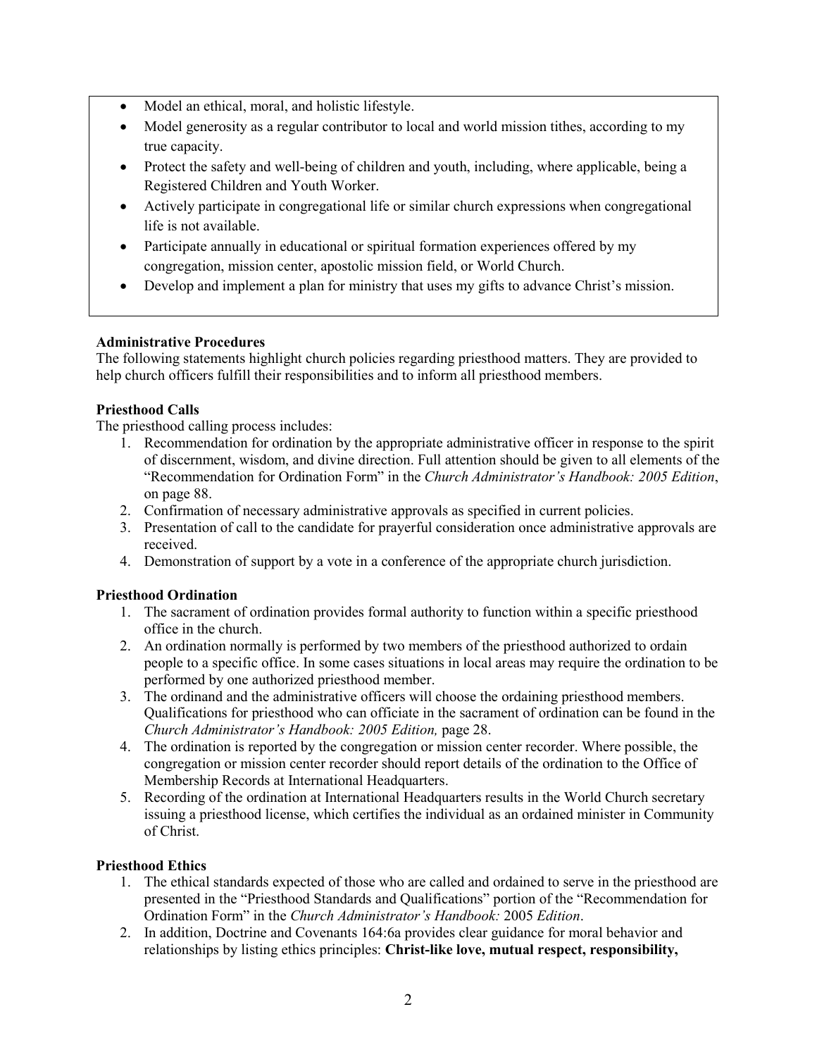- Model an ethical, moral, and holistic lifestyle.
- Model generosity as a regular contributor to local and world mission tithes, according to my true capacity.
- Protect the safety and well-being of children and youth, including, where applicable, being a Registered Children and Youth Worker.
- Actively participate in congregational life or similar church expressions when congregational life is not available.
- Participate annually in educational or spiritual formation experiences offered by my congregation, mission center, apostolic mission field, or World Church.
- Develop and implement a plan for ministry that uses my gifts to advance Christ's mission.

**Administrative Procedures**

The following statements highlight church policies regarding priesthood matters. They are provided to help church officers fulfill their responsibilities and to inform all priesthood members.

**Priesthood Calls**

The priesthood calling process includes:

1. Recommendation for ordination by the appropriate administrative officer in response to the spirit of discernment, wisdom, and divine direction. Full attention should be given to all elements of the "Recommendation for Ordination Form" in the *Church Administrator's Handbook: 2005 Edition*, on page 88.
2. Confirmation of necessary administrative approvals as specified in current policies.
3. Presentation of call to the candidate for prayerful consideration once administrative approvals are received.
4. Demonstration of support by a vote in a conference of the appropriate church jurisdiction.

**Priesthood Ordination**

1. The sacrament of ordination provides formal authority to function within a specific priesthood office in the church.
2. An ordination normally is performed by two members of the priesthood authorized to ordain people to a specific office. In some cases situations in local areas may require the ordination to be performed by one authorized priesthood member.
3. The ordinand and the administrative officers will choose the ordaining priesthood members. Qualifications for priesthood who can officiate in the sacrament of ordination can be found in the *Church Administrator's Handbook: 2005 Edition,* page 28.
4. The ordination is reported by the congregation or mission center recorder. Where possible, the congregation or mission center recorder should report details of the ordination to the Office of Membership Records at International Headquarters.
5. Recording of the ordination at International Headquarters results in the World Church secretary issuing a priesthood license, which certifies the individual as an ordained minister in Community of Christ.

**Priesthood Ethics**

1. The ethical standards expected of those who are called and ordained to serve in the priesthood are presented in the "Priesthood Standards and Qualifications" portion of the "Recommendation for Ordination Form" in the *Church Administrator's Handbook:* 2005 *Edition*.
2. In addition, Doctrine and Covenants 164:6a provides clear guidance for moral behavior and relationships by listing ethics principles: **Christ-like love, mutual respect, responsibility,**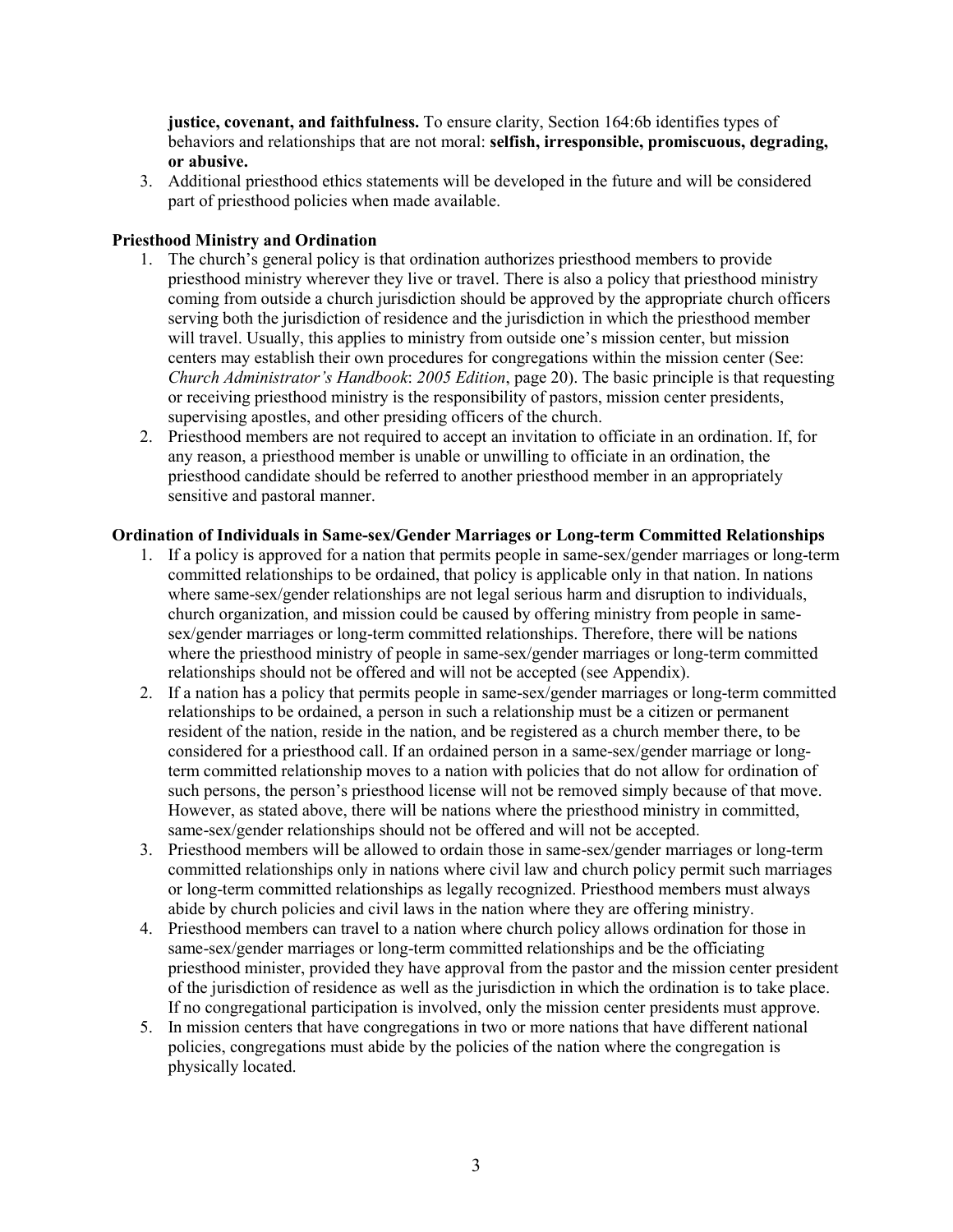**justice, covenant, and faithfulness.** To ensure clarity, Section 164:6b identifies types of behaviors and relationships that are not moral: **selfish, irresponsible, promiscuous, degrading, or abusive.**

3. Additional priesthood ethics statements will be developed in the future and will be considered part of priesthood policies when made available.

### Priesthood Ministry and Ordination

1. The church's general policy is that ordination authorizes priesthood members to provide priesthood ministry wherever they live or travel. There is also a policy that priesthood ministry coming from outside a church jurisdiction should be approved by the appropriate church officers serving both the jurisdiction of residence and the jurisdiction in which the priesthood member will travel. Usually, this applies to ministry from outside one's mission center, but mission centers may establish their own procedures for congregations within the mission center (See: *Church Administrator's Handbook*: *2005 Edition*, page 20). The basic principle is that requesting or receiving priesthood ministry is the responsibility of pastors, mission center presidents, supervising apostles, and other presiding officers of the church.
2. Priesthood members are not required to accept an invitation to officiate in an ordination. If, for any reason, a priesthood member is unable or unwilling to officiate in an ordination, the priesthood candidate should be referred to another priesthood member in an appropriately sensitive and pastoral manner.

### Ordination of Individuals in Same-sex/Gender Marriages or Long-term Committed Relationships

1. If a policy is approved for a nation that permits people in same-sex/gender marriages or long-term committed relationships to be ordained, that policy is applicable only in that nation. In nations where same-sex/gender relationships are not legal serious harm and disruption to individuals, church organization, and mission could be caused by offering ministry from people in same-sex/gender marriages or long-term committed relationships. Therefore, there will be nations where the priesthood ministry of people in same-sex/gender marriages or long-term committed relationships should not be offered and will not be accepted (see Appendix).
2. If a nation has a policy that permits people in same-sex/gender marriages or long-term committed relationships to be ordained, a person in such a relationship must be a citizen or permanent resident of the nation, reside in the nation, and be registered as a church member there, to be considered for a priesthood call. If an ordained person in a same-sex/gender marriage or long-term committed relationship moves to a nation with policies that do not allow for ordination of such persons, the person's priesthood license will not be removed simply because of that move. However, as stated above, there will be nations where the priesthood ministry in committed, same-sex/gender relationships should not be offered and will not be accepted.
3. Priesthood members will be allowed to ordain those in same-sex/gender marriages or long-term committed relationships only in nations where civil law and church policy permit such marriages or long-term committed relationships as legally recognized. Priesthood members must always abide by church policies and civil laws in the nation where they are offering ministry.
4. Priesthood members can travel to a nation where church policy allows ordination for those in same-sex/gender marriages or long-term committed relationships and be the officiating priesthood minister, provided they have approval from the pastor and the mission center president of the jurisdiction of residence as well as the jurisdiction in which the ordination is to take place. If no congregational participation is involved, only the mission center presidents must approve.
5. In mission centers that have congregations in two or more nations that have different national policies, congregations must abide by the policies of the nation where the congregation is physically located.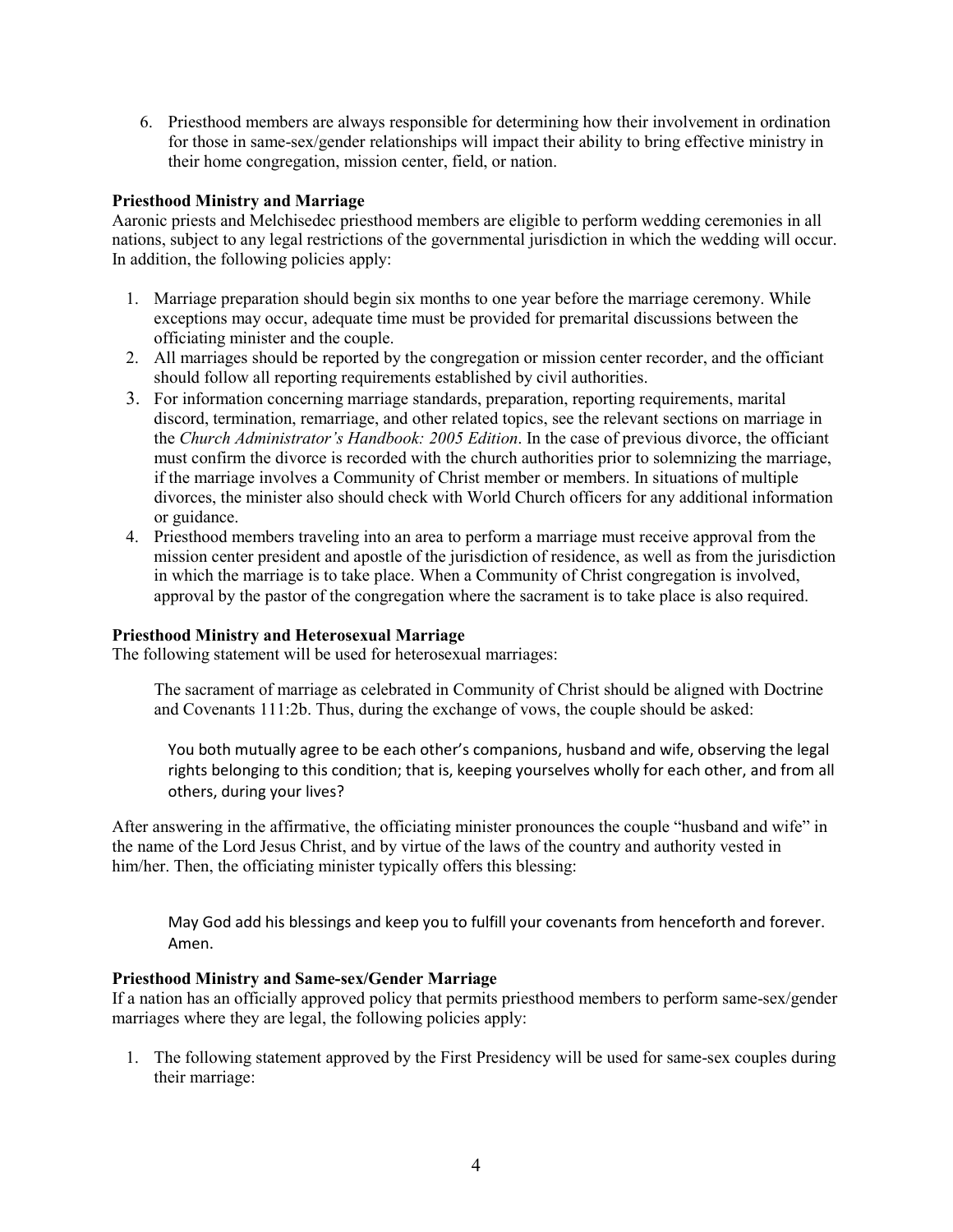6. Priesthood members are always responsible for determining how their involvement in ordination for those in same-sex/gender relationships will impact their ability to bring effective ministry in their home congregation, mission center, field, or nation.

**Priesthood Ministry and Marriage**

Aaronic priests and Melchisedec priesthood members are eligible to perform wedding ceremonies in all nations, subject to any legal restrictions of the governmental jurisdiction in which the wedding will occur. In addition, the following policies apply:

1. Marriage preparation should begin six months to one year before the marriage ceremony. While exceptions may occur, adequate time must be provided for premarital discussions between the officiating minister and the couple.
2. All marriages should be reported by the congregation or mission center recorder, and the officiant should follow all reporting requirements established by civil authorities.
3. For information concerning marriage standards, preparation, reporting requirements, marital discord, termination, remarriage, and other related topics, see the relevant sections on marriage in the *Church Administrator's Handbook: 2005 Edition*. In the case of previous divorce, the officiant must confirm the divorce is recorded with the church authorities prior to solemnizing the marriage, if the marriage involves a Community of Christ member or members. In situations of multiple divorces, the minister also should check with World Church officers for any additional information or guidance.
4. Priesthood members traveling into an area to perform a marriage must receive approval from the mission center president and apostle of the jurisdiction of residence, as well as from the jurisdiction in which the marriage is to take place. When a Community of Christ congregation is involved, approval by the pastor of the congregation where the sacrament is to take place is also required.

**Priesthood Ministry and Heterosexual Marriage**

The following statement will be used for heterosexual marriages:

> The sacrament of marriage as celebrated in Community of Christ should be aligned with Doctrine and Covenants 111:2b. Thus, during the exchange of vows, the couple should be asked:
>
> > You both mutually agree to be each other's companions, husband and wife, observing the legal rights belonging to this condition; that is, keeping yourselves wholly for each other, and from all others, during your lives?

After answering in the affirmative, the officiating minister pronounces the couple "husband and wife" in the name of the Lord Jesus Christ, and by virtue of the laws of the country and authority vested in him/her. Then, the officiating minister typically offers this blessing:

> May God add his blessings and keep you to fulfill your covenants from henceforth and forever. Amen.

**Priesthood Ministry and Same-sex/Gender Marriage**

If a nation has an officially approved policy that permits priesthood members to perform same-sex/gender marriages where they are legal, the following policies apply:

1. The following statement approved by the First Presidency will be used for same-sex couples during their marriage: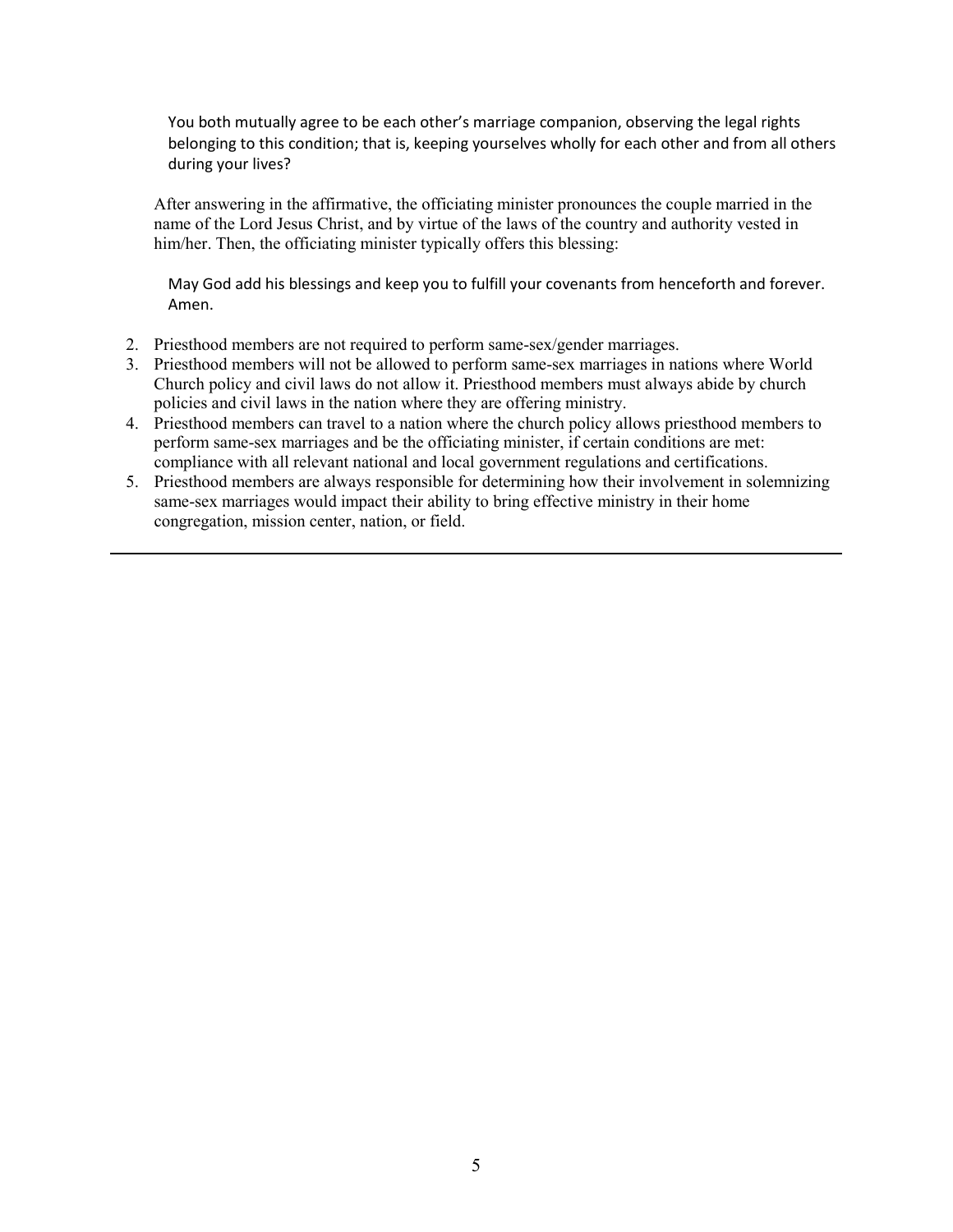> You both mutually agree to be each other's marriage companion, observing the legal rights belonging to this condition; that is, keeping yourselves wholly for each other and from all others during your lives?

After answering in the affirmative, the officiating minister pronounces the couple married in the name of the Lord Jesus Christ, and by virtue of the laws of the country and authority vested in him/her. Then, the officiating minister typically offers this blessing:

> May God add his blessings and keep you to fulfill your covenants from henceforth and forever. Amen.

2. Priesthood members are not required to perform same-sex/gender marriages.
3. Priesthood members will not be allowed to perform same-sex marriages in nations where World Church policy and civil laws do not allow it. Priesthood members must always abide by church policies and civil laws in the nation where they are offering ministry.
4. Priesthood members can travel to a nation where the church policy allows priesthood members to perform same-sex marriages and be the officiating minister, if certain conditions are met: compliance with all relevant national and local government regulations and certifications.
5. Priesthood members are always responsible for determining how their involvement in solemnizing same-sex marriages would impact their ability to bring effective ministry in their home congregation, mission center, nation, or field.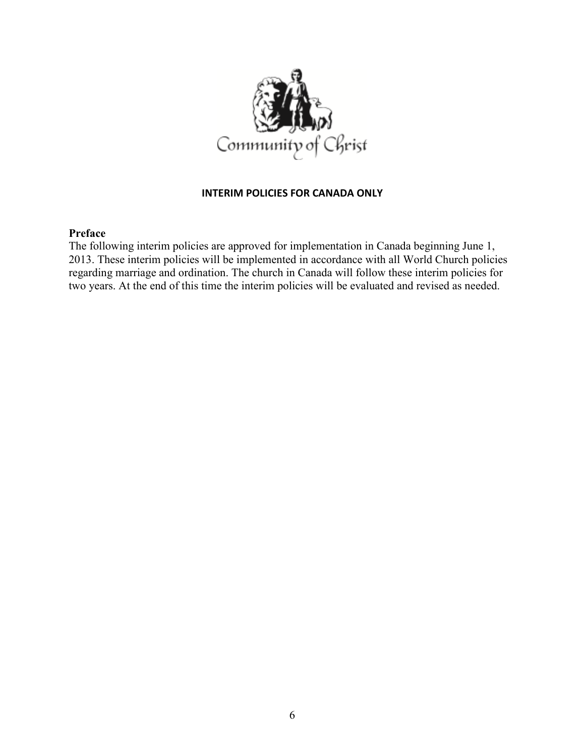**INTERIM POLICIES FOR CANADA ONLY**

**Preface**

The following interim policies are approved for implementation in Canada beginning June 1, 2013. These interim policies will be implemented in accordance with all World Church policies regarding marriage and ordination. The church in Canada will follow these interim policies for two years. At the end of this time the interim policies will be evaluated and revised as needed.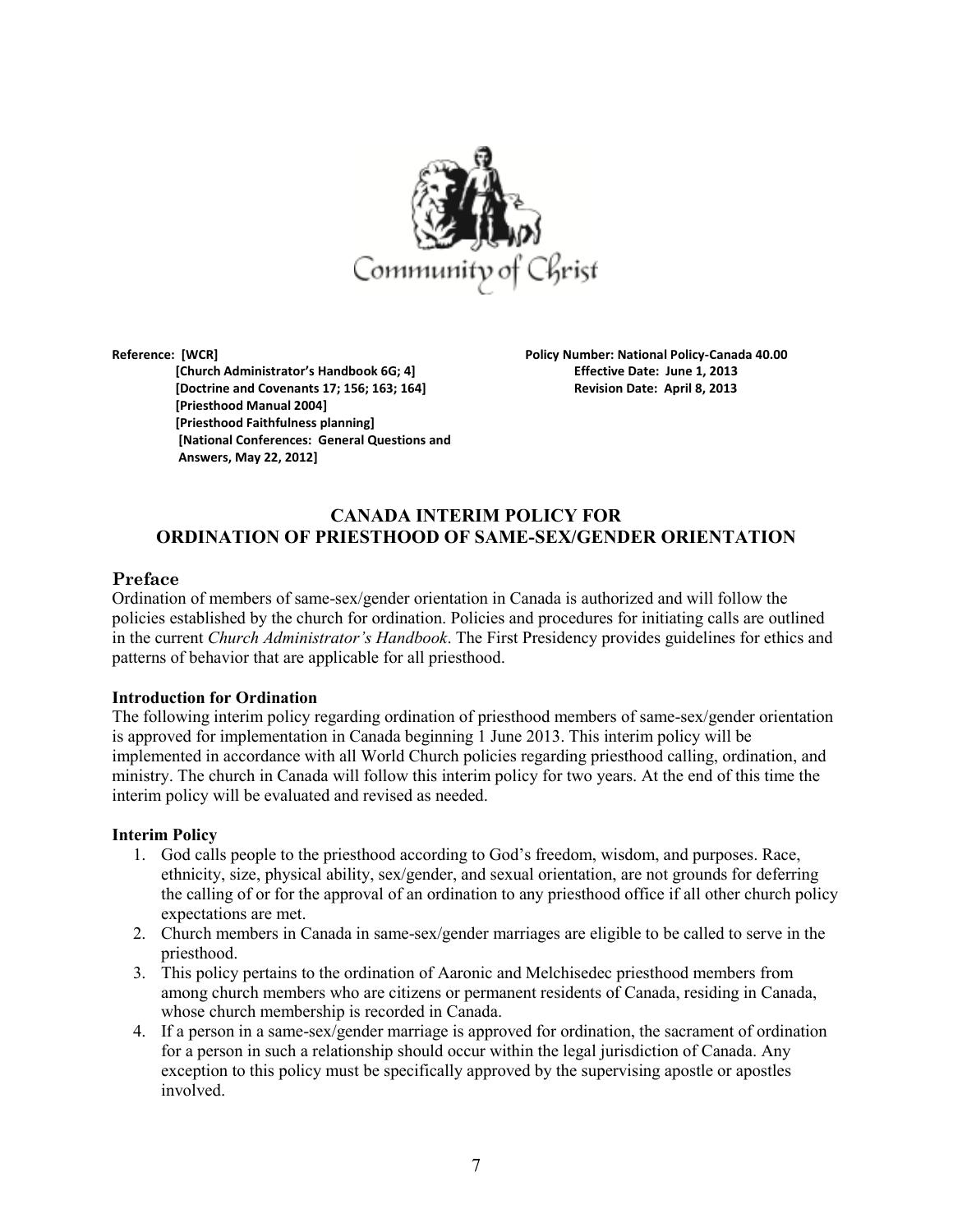Community of Christ

**Reference: [WCR]**
**[Church Administrator's Handbook 6G; 4]**
**[Doctrine and Covenants 17; 156; 163; 164]**
**[Priesthood Manual 2004]**
**[Priesthood Faithfulness planning]**
**[National Conferences: General Questions and Answers, May 22, 2012]**

**Policy Number: National Policy-Canada 40.00**
**Effective Date: June 1, 2013**
**Revision Date: April 8, 2013**

## CANADA INTERIM POLICY FOR ORDINATION OF PRIESTHOOD OF SAME-SEX/GENDER ORIENTATION

### Preface

Ordination of members of same-sex/gender orientation in Canada is authorized and will follow the policies established by the church for ordination. Policies and procedures for initiating calls are outlined in the current *Church Administrator's Handbook*. The First Presidency provides guidelines for ethics and patterns of behavior that are applicable for all priesthood.

**Introduction for Ordination**

The following interim policy regarding ordination of priesthood members of same-sex/gender orientation is approved for implementation in Canada beginning 1 June 2013. This interim policy will be implemented in accordance with all World Church policies regarding priesthood calling, ordination, and ministry. The church in Canada will follow this interim policy for two years. At the end of this time the interim policy will be evaluated and revised as needed.

**Interim Policy**

1. God calls people to the priesthood according to God's freedom, wisdom, and purposes. Race, ethnicity, size, physical ability, sex/gender, and sexual orientation, are not grounds for deferring the calling of or for the approval of an ordination to any priesthood office if all other church policy expectations are met.
2. Church members in Canada in same-sex/gender marriages are eligible to be called to serve in the priesthood.
3. This policy pertains to the ordination of Aaronic and Melchisedec priesthood members from among church members who are citizens or permanent residents of Canada, residing in Canada, whose church membership is recorded in Canada.
4. If a person in a same-sex/gender marriage is approved for ordination, the sacrament of ordination for a person in such a relationship should occur within the legal jurisdiction of Canada. Any exception to this policy must be specifically approved by the supervising apostle or apostles involved.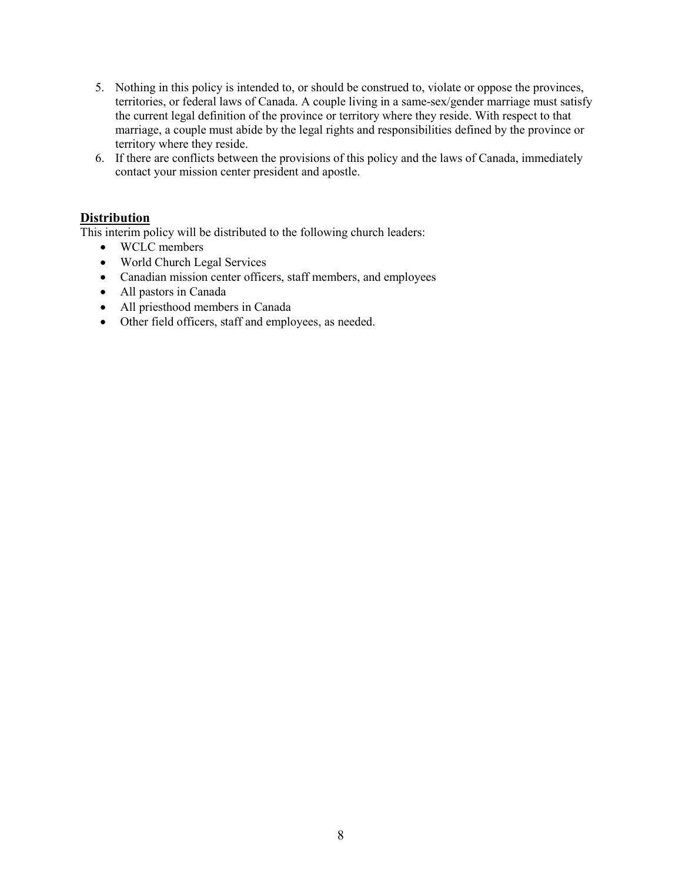5. Nothing in this policy is intended to, or should be construed to, violate or oppose the provinces, territories, or federal laws of Canada. A couple living in a same-sex/gender marriage must satisfy the current legal definition of the province or territory where they reside. With respect to that marriage, a couple must abide by the legal rights and responsibilities defined by the province or territory where they reside.
6. If there are conflicts between the provisions of this policy and the laws of Canada, immediately contact your mission center president and apostle.

## Distribution

This interim policy will be distributed to the following church leaders:

- WCLC members
- World Church Legal Services
- Canadian mission center officers, staff members, and employees
- All pastors in Canada
- All priesthood members in Canada
- Other field officers, staff and employees, as needed.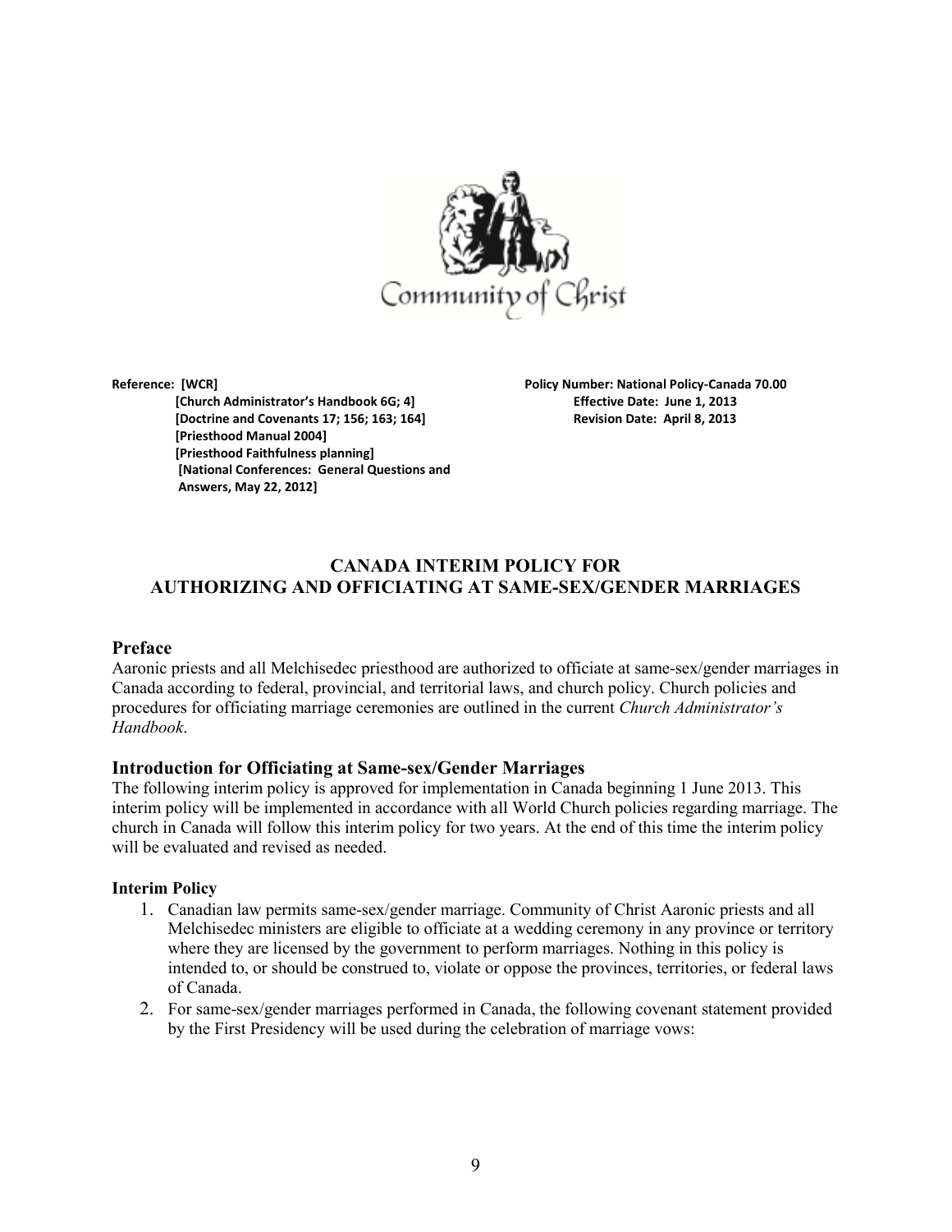Community of Christ

Reference: [WCR]
[Church Administrator's Handbook 6G; 4]
[Doctrine and Covenants 17; 156; 163; 164]
[Priesthood Manual 2004]
[Priesthood Faithfulness planning]
[National Conferences: General Questions and Answers, May 22, 2012]

Policy Number: National Policy-Canada 70.00
Effective Date: June 1, 2013
Revision Date: April 8, 2013

# CANADA INTERIM POLICY FOR AUTHORIZING AND OFFICIATING AT SAME-SEX/GENDER MARRIAGES

## Preface

Aaronic priests and all Melchisedec priesthood are authorized to officiate at same-sex/gender marriages in Canada according to federal, provincial, and territorial laws, and church policy. Church policies and procedures for officiating marriage ceremonies are outlined in the current *Church Administrator's Handbook*.

## Introduction for Officiating at Same-sex/Gender Marriages

The following interim policy is approved for implementation in Canada beginning 1 June 2013. This interim policy will be implemented in accordance with all World Church policies regarding marriage. The church in Canada will follow this interim policy for two years. At the end of this time the interim policy will be evaluated and revised as needed.

### Interim Policy

1. Canadian law permits same-sex/gender marriage. Community of Christ Aaronic priests and all Melchisedec ministers are eligible to officiate at a wedding ceremony in any province or territory where they are licensed by the government to perform marriages. Nothing in this policy is intended to, or should be construed to, violate or oppose the provinces, territories, or federal laws of Canada.
2. For same-sex/gender marriages performed in Canada, the following covenant statement provided by the First Presidency will be used during the celebration of marriage vows: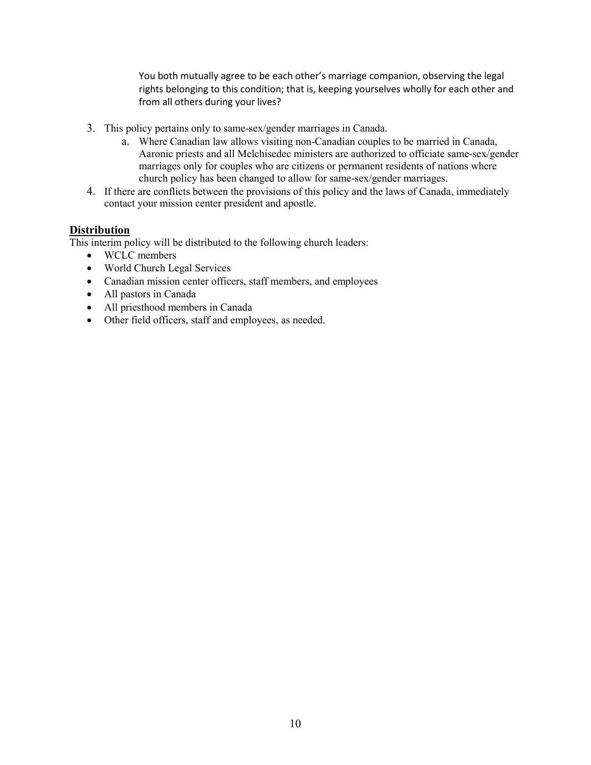> You both mutually agree to be each other's marriage companion, observing the legal rights belonging to this condition; that is, keeping yourselves wholly for each other and from all others during your lives?

3. This policy pertains only to same-sex/gender marriages in Canada.
   a. Where Canadian law allows visiting non-Canadian couples to be married in Canada, Aaronic priests and all Melchisedec ministers are authorized to officiate same-sex/gender marriages only for couples who are citizens or permanent residents of nations where church policy has been changed to allow for same-sex/gender marriages.
4. If there are conflicts between the provisions of this policy and the laws of Canada, immediately contact your mission center president and apostle.

## Distribution

This interim policy will be distributed to the following church leaders:

- WCLC members
- World Church Legal Services
- Canadian mission center officers, staff members, and employees
- All pastors in Canada
- All priesthood members in Canada
- Other field officers, staff and employees, as needed.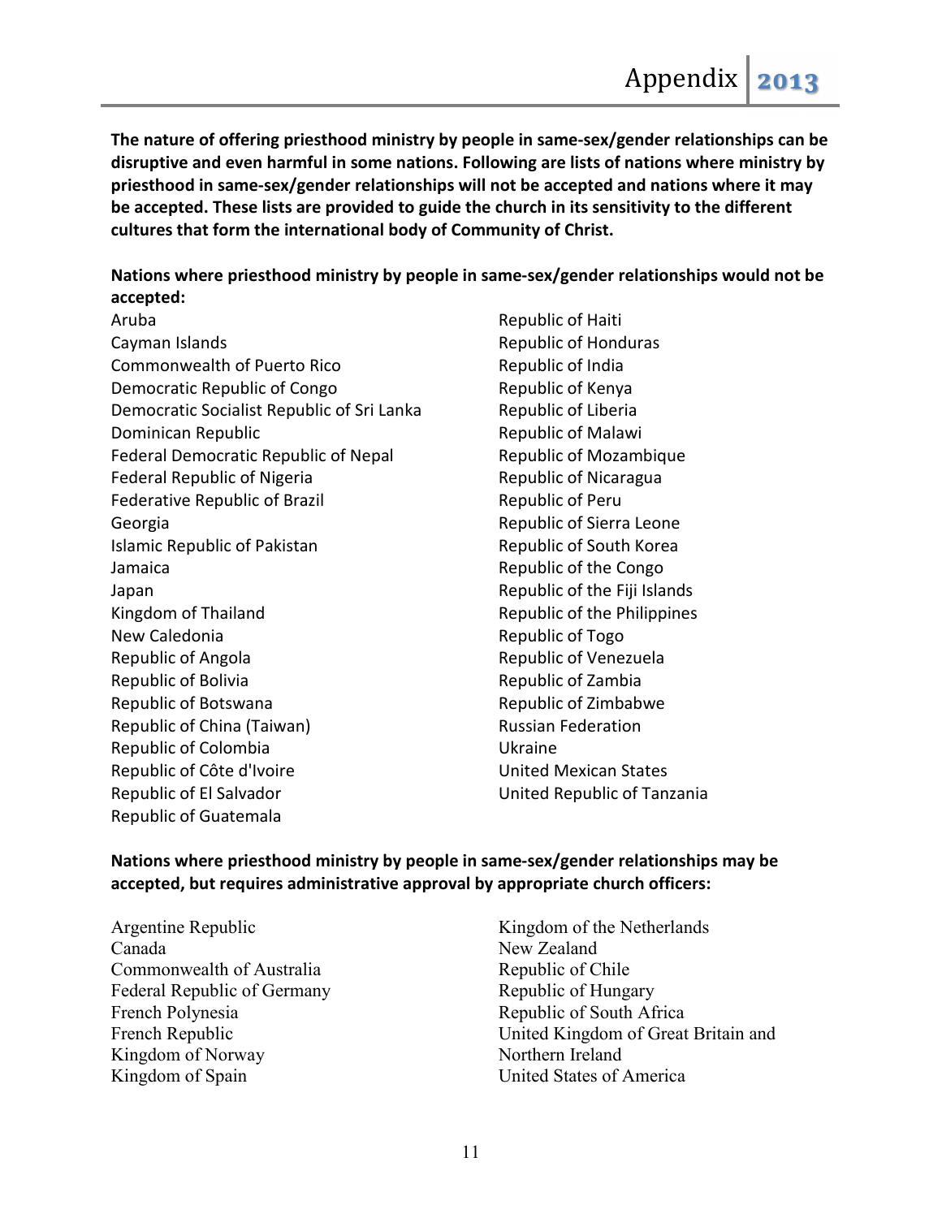**The nature of offering priesthood ministry by people in same-sex/gender relationships can be disruptive and even harmful in some nations. Following are lists of nations where ministry by priesthood in same-sex/gender relationships will not be accepted and nations where it may be accepted. These lists are provided to guide the church in its sensitivity to the different cultures that form the international body of Community of Christ.**

**Nations where priesthood ministry by people in same-sex/gender relationships would not be accepted:**

Aruba
Cayman Islands
Commonwealth of Puerto Rico
Democratic Republic of Congo
Democratic Socialist Republic of Sri Lanka
Dominican Republic
Federal Democratic Republic of Nepal
Federal Republic of Nigeria
Federative Republic of Brazil
Georgia
Islamic Republic of Pakistan
Jamaica
Japan
Kingdom of Thailand
New Caledonia
Republic of Angola
Republic of Bolivia
Republic of Botswana
Republic of China (Taiwan)
Republic of Colombia
Republic of Côte d'Ivoire
Republic of El Salvador
Republic of Guatemala
Republic of Haiti
Republic of Honduras
Republic of India
Republic of Kenya
Republic of Liberia
Republic of Malawi
Republic of Mozambique
Republic of Nicaragua
Republic of Peru
Republic of Sierra Leone
Republic of South Korea
Republic of the Congo
Republic of the Fiji Islands
Republic of the Philippines
Republic of Togo
Republic of Venezuela
Republic of Zambia
Republic of Zimbabwe
Russian Federation
Ukraine
United Mexican States
United Republic of Tanzania

**Nations where priesthood ministry by people in same-sex/gender relationships may be accepted, but requires administrative approval by appropriate church officers:**

Argentine Republic
Canada
Commonwealth of Australia
Federal Republic of Germany
French Polynesia
French Republic
Kingdom of Norway
Kingdom of Spain
Kingdom of the Netherlands
New Zealand
Republic of Chile
Republic of Hungary
Republic of South Africa
United Kingdom of Great Britain and Northern Ireland
United States of America